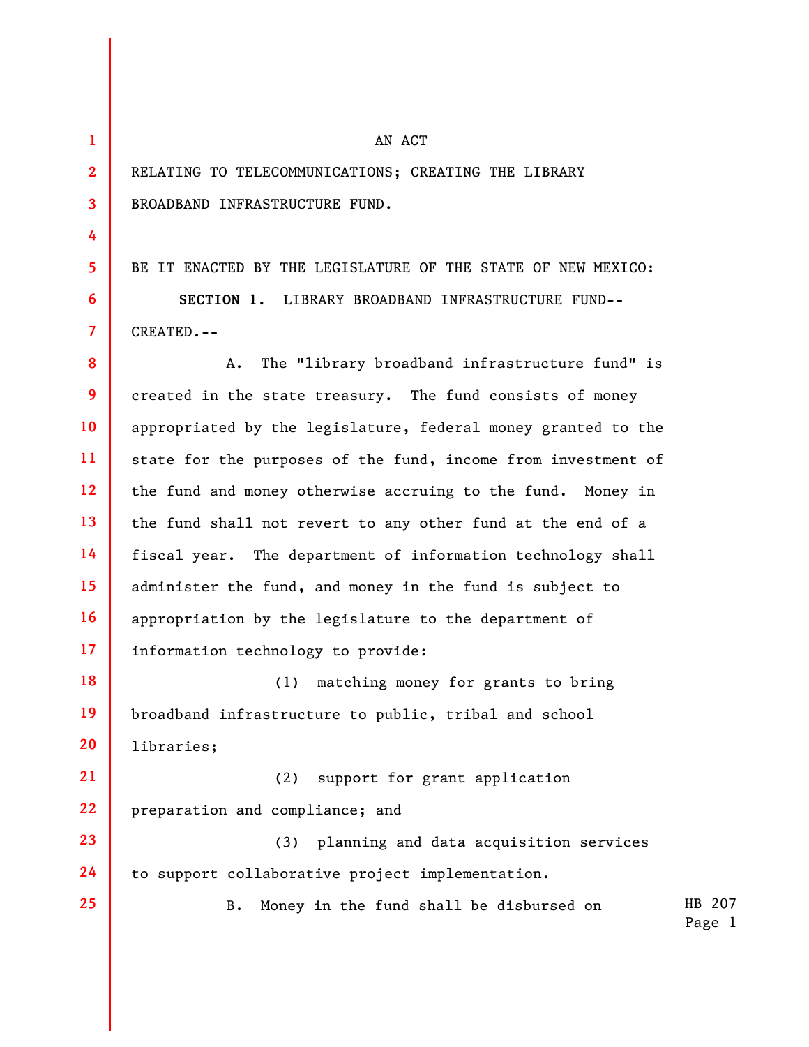AN ACT

RELATING TO TELECOMMUNICATIONS; CREATING THE LIBRARY BROADBAND INFRASTRUCTURE FUND.

BE IT ENACTED BY THE LEGISLATURE OF THE STATE OF NEW MEXICO:

**SECTION 1.** LIBRARY BROADBAND INFRASTRUCTURE FUND--CREATED.--

A. The "library broadband infrastructure fund" is created in the state treasury. The fund consists of money appropriated by the legislature, federal money granted to the state for the purposes of the fund, income from investment of the fund and money otherwise accruing to the fund. Money in the fund shall not revert to any other fund at the end of a fiscal year. The department of information technology shall administer the fund, and money in the fund is subject to appropriation by the legislature to the department of information technology to provide:

(1) matching money for grants to bring broadband infrastructure to public, tribal and school libraries;

(2) support for grant application preparation and compliance; and

(3) planning and data acquisition services to support collaborative project implementation.

B. Money in the fund shall be disbursed on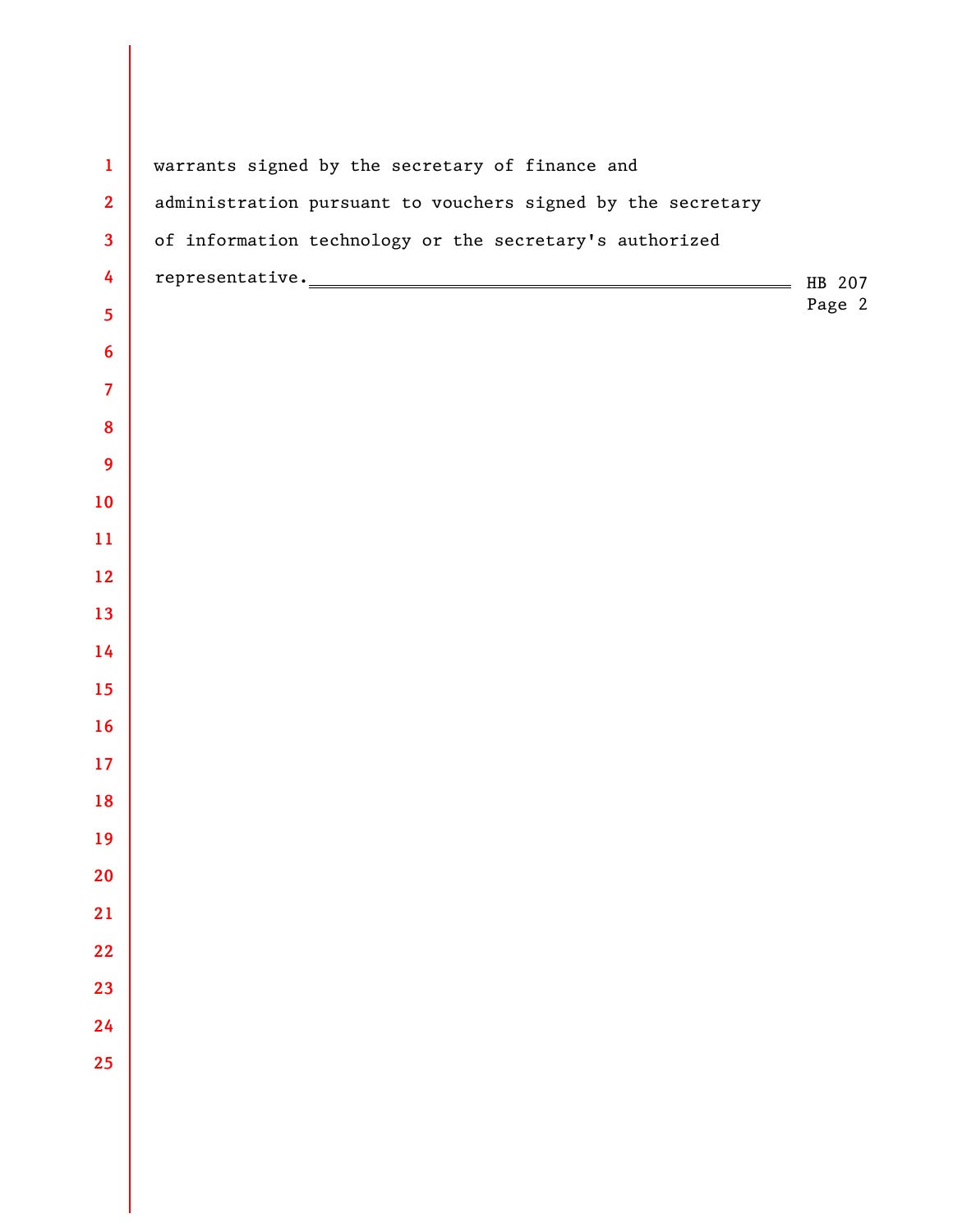warrants signed by the secretary of finance and administration pursuant to vouchers signed by the secretary of information technology or the secretary's authorized representative.